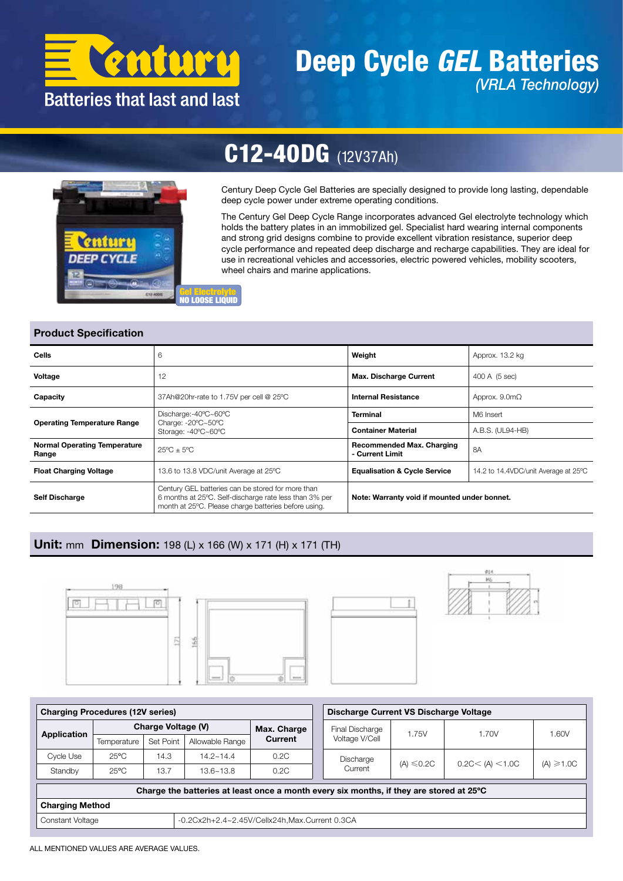# Century

Batteries that last and last

# Deep Cycle *GEL* Batteries

*(VRLA Technology)*

## C12-40DG (12V37Ah)

Century Deep Cycle Gel Batteries are specially designed to provide long lasting, dependable deep cycle power under extreme operating conditions.

The Century Gel Deep Cycle Range incorporates advanced Gel electrolyte technology which holds the battery plates in an immobilized gel. Specialist hard wearing internal components and strong grid designs combine to provide excellent vibration resistance, superior deep cycle performance and repeated deep discharge and recharge capabilities. They are ideal for use in recreational vehicles and accessories, electric powered vehicles, mobility scooters, wheel chairs and marine applications.

Gel Electrolyte NO LOOSE LIQUID

## Product Specification

| | | | |
|---|---|---|---|
| **Cells** | 6 | **Weight** | Approx. 13.2 kg |
| **Voltage** | 12 | **Max. Discharge Current** | 400 A (5 sec) |
| **Capacity** | 37Ah@20hr-rate to 1.75V per cell @ 25ºC | **Internal Resistance** | Approx. 9.0mΩ |
| **Operating Temperature Range** | Discharge:-40ºC~60ºC<br>Charge: -20ºC~50ºC<br>Storage: -40ºC~60ºC | **Terminal** | M6 Insert |
| | | **Container Material** | A.B.S. (UL94-HB) |
| **Normal Operating Temperature Range** | 25ºC ± 5ºC | **Recommended Max. Charging - Current Limit** | 8A |
| **Float Charging Voltage** | 13.6 to 13.8 VDC/unit Average at 25ºC | **Equalisation & Cycle Service** | 14.2 to 14.4VDC/unit Average at 25ºC |
| **Self Discharge** | Century GEL batteries can be stored for more than 6 months at 25ºC. Self-discharge rate less than 3% per month at 25ºC. Please charge batteries before using. | **Note: Warranty void if mounted under bonnet.** | |

## Unit: mm Dimension: 198 (L) x 166 (W) x 171 (H) x 171 (TH)

| **Charging Procedures (12V series)** | | | | |
|---|---|---|---|---|
| **Application** | **Charge Voltage (V)** | | | **Max. Charge Current** |
| | Temperature | Set Point | Allowable Range | |
| Cycle Use | 25ºC | 14.3 | 14.2~14.4 | 0.2C |
| Standby | 25ºC | 13.7 | 13.6~13.8 | 0.2C |

| **Discharge Current VS Discharge Voltage** | | | |
|---|---|---|---|
| Final Discharge Voltage V/Cell | 1.75V | 1.70V | 1.60V |
| Discharge Current | (A) ≤0.2C | 0.2C< (A) <1.0C | (A) ≥1.0C |

**Charge the batteries at least once a month every six months, if they are stored at 25ºC**

| **Charging Method** | |
|---|---|
| Constant Voltage | -0.2Cx2h+2.4~2.45V/Cellx24h,Max.Current 0.3CA |

ALL MENTIONED VALUES ARE AVERAGE VALUES.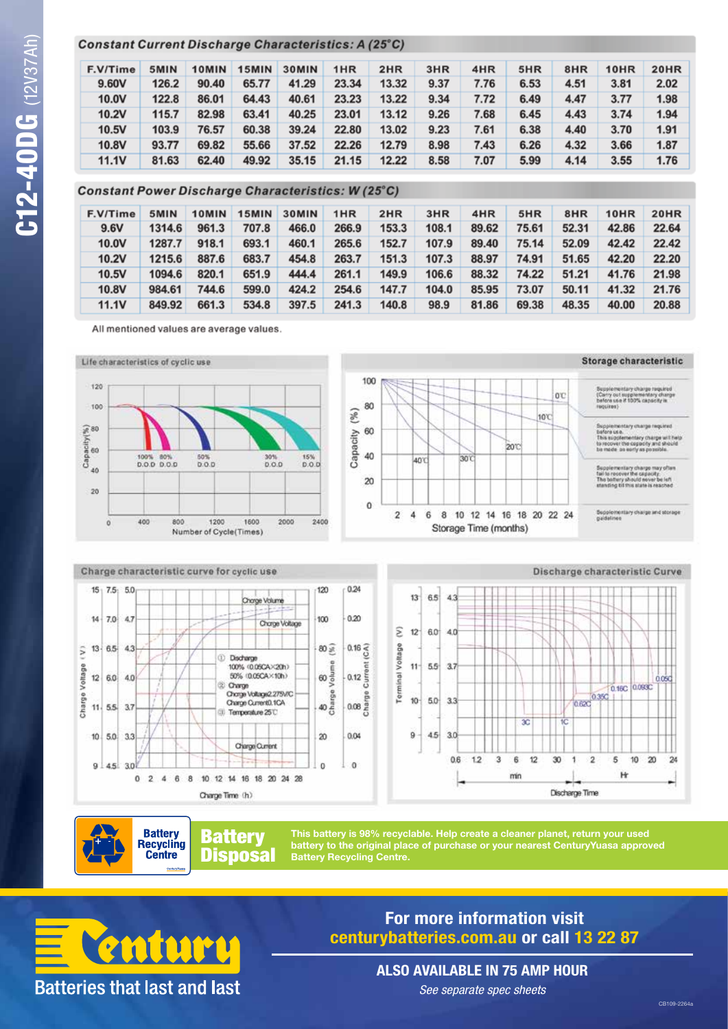C12-40DG (12V37Ah)

## Constant Current Discharge Characteristics: A (25°C)

| F.V/Time | 5MIN | 10MIN | 15MIN | 30MIN | 1HR | 2HR | 3HR | 4HR | 5HR | 8HR | 10HR | 20HR |
|---|---|---|---|---|---|---|---|---|---|---|---|---|
| 9.60V | 126.2 | 90.40 | 65.77 | 41.29 | 23.34 | 13.32 | 9.37 | 7.76 | 6.53 | 4.51 | 3.81 | 2.02 |
| 10.0V | 122.8 | 86.01 | 64.43 | 40.61 | 23.23 | 13.22 | 9.34 | 7.72 | 6.49 | 4.47 | 3.77 | 1.98 |
| 10.2V | 115.7 | 82.98 | 63.41 | 40.25 | 23.01 | 13.12 | 9.26 | 7.68 | 6.45 | 4.43 | 3.74 | 1.94 |
| 10.5V | 103.9 | 76.57 | 60.38 | 39.24 | 22.80 | 13.02 | 9.23 | 7.61 | 6.38 | 4.40 | 3.70 | 1.91 |
| 10.8V | 93.77 | 69.82 | 55.66 | 37.52 | 22.26 | 12.79 | 8.98 | 7.43 | 6.26 | 4.32 | 3.66 | 1.87 |
| 11.1V | 81.63 | 62.40 | 49.92 | 35.15 | 21.15 | 12.22 | 8.58 | 7.07 | 5.99 | 4.14 | 3.55 | 1.76 |

## Constant Power Discharge Characteristics: W (25°C)

| F.V/Time | 5MIN | 10MIN | 15MIN | 30MIN | 1HR | 2HR | 3HR | 4HR | 5HR | 8HR | 10HR | 20HR |
|---|---|---|---|---|---|---|---|---|---|---|---|---|
| 9.6V | 1314.6 | 961.3 | 707.8 | 466.0 | 266.9 | 153.3 | 108.1 | 89.62 | 75.61 | 52.31 | 42.86 | 22.64 |
| 10.0V | 1287.7 | 918.1 | 693.1 | 460.1 | 265.6 | 152.7 | 107.9 | 89.40 | 75.14 | 52.09 | 42.42 | 22.42 |
| 10.2V | 1215.6 | 887.6 | 683.7 | 454.8 | 263.7 | 151.3 | 107.3 | 88.97 | 74.91 | 51.65 | 42.20 | 22.20 |
| 10.5V | 1094.6 | 820.1 | 651.9 | 444.4 | 261.1 | 149.9 | 106.6 | 88.32 | 74.22 | 51.21 | 41.76 | 21.98 |
| 10.8V | 984.61 | 744.6 | 599.0 | 424.2 | 254.6 | 147.7 | 104.0 | 85.95 | 73.07 | 50.11 | 41.32 | 21.76 |
| 11.1V | 849.92 | 661.3 | 534.8 | 397.5 | 241.3 | 140.8 | 98.9 | 81.86 | 69.38 | 48.35 | 40.00 | 20.88 |

All mentioned values are average values.

### Life characteristics of cyclic use

Capacity(%)
100% D.O.D 80% D.O.D 50% D.O.D 30% D.O.D 15% D.O.D
Number of Cycle(Times)

### Storage characteristic

Capacity (%)
0℃ 10℃ 20℃ 30℃ 40℃
Storage Time (months)

Supplementary charge required (Carry out supplementary charge before use if 100% capacity is required)
Supplementary charge required before use. This supplementary charge will help to recover the capacity and should be made as early as possible.
Supplementary charge may often fail to recover the capacity. The battery should never be left standing till this state is reached
Supplementary charge and storage guidelines

### Charge characteristic curve for cyclic use

Charge Voltage (V)
Charge Volume (%)
Charge Current (CA)
Charge Volume
Charge Voltage
Charge Current
① Discharge
100% (0.05CA×20h)
50% (0.05CA×10h)
② Charge
Charge Voltage2.275V/C
Charge Current0.1CA
③ Temperature 25℃
Charge Time (h)

### Discharge characteristic Curve

Terminal Voltage (V)
3C 1C 0.62C 0.35C 0.16C 0.093C 0.05C
min Hr
Discharge Time

**Battery Recycling Centre**

**Battery Disposal**

This battery is 98% recyclable. Help create a cleaner planet, return your used battery to the original place of purchase or your nearest CenturyYuasa approved Battery Recycling Centre.

**Century**
Batteries that last and last

**For more information visit centurybatteries.com.au or call 13 22 87**

**ALSO AVAILABLE IN 75 AMP HOUR**

*See separate spec sheets*

CB109-2264a